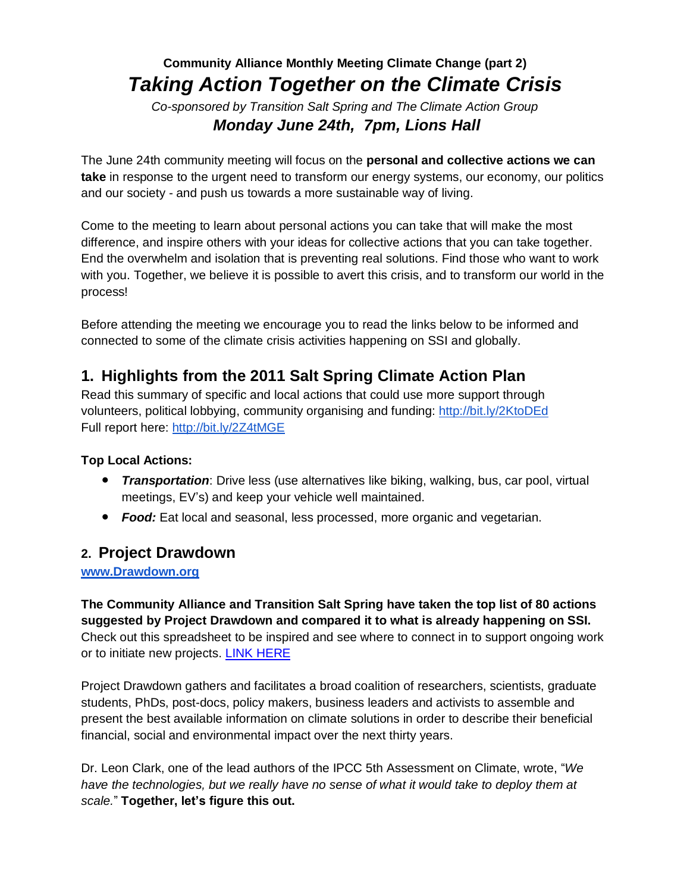**Community Alliance Monthly Meeting Climate Change (part 2)**

# *Taking Action Together on the Climate Crisis*

*Co-sponsored by Transition Salt Spring and The Climate Action Group*

***Monday June 24th, 7pm, Lions Hall***

The June 24th community meeting will focus on the **personal and collective actions we can take** in response to the urgent need to transform our energy systems, our economy, our politics and our society - and push us towards a more sustainable way of living.

Come to the meeting to learn about personal actions you can take that will make the most difference, and inspire others with your ideas for collective actions that you can take together. End the overwhelm and isolation that is preventing real solutions. Find those who want to work with you. Together, we believe it is possible to avert this crisis, and to transform our world in the process!

Before attending the meeting we encourage you to read the links below to be informed and connected to some of the climate crisis activities happening on SSI and globally.

## 1. Highlights from the 2011 Salt Spring Climate Action Plan

Read this summary of specific and local actions that could use more support through volunteers, political lobbying, community organising and funding: http://bit.ly/2KtoDEd
Full report here: http://bit.ly/2Z4tMGE

**Top Local Actions:**

- ***Transportation***: Drive less (use alternatives like biking, walking, bus, car pool, virtual meetings, EV's) and keep your vehicle well maintained.
- ***Food:*** Eat local and seasonal, less processed, more organic and vegetarian.

## 2. Project Drawdown

**www.Drawdown.org**

**The Community Alliance and Transition Salt Spring have taken the top list of 80 actions suggested by Project Drawdown and compared it to what is already happening on SSI.** Check out this spreadsheet to be inspired and see where to connect in to support ongoing work or to initiate new projects. LINK HERE

Project Drawdown gathers and facilitates a broad coalition of researchers, scientists, graduate students, PhDs, post-docs, policy makers, business leaders and activists to assemble and present the best available information on climate solutions in order to describe their beneficial financial, social and environmental impact over the next thirty years.

Dr. Leon Clark, one of the lead authors of the IPCC 5th Assessment on Climate, wrote, "*We have the technologies, but we really have no sense of what it would take to deploy them at scale.*" **Together, let's figure this out.**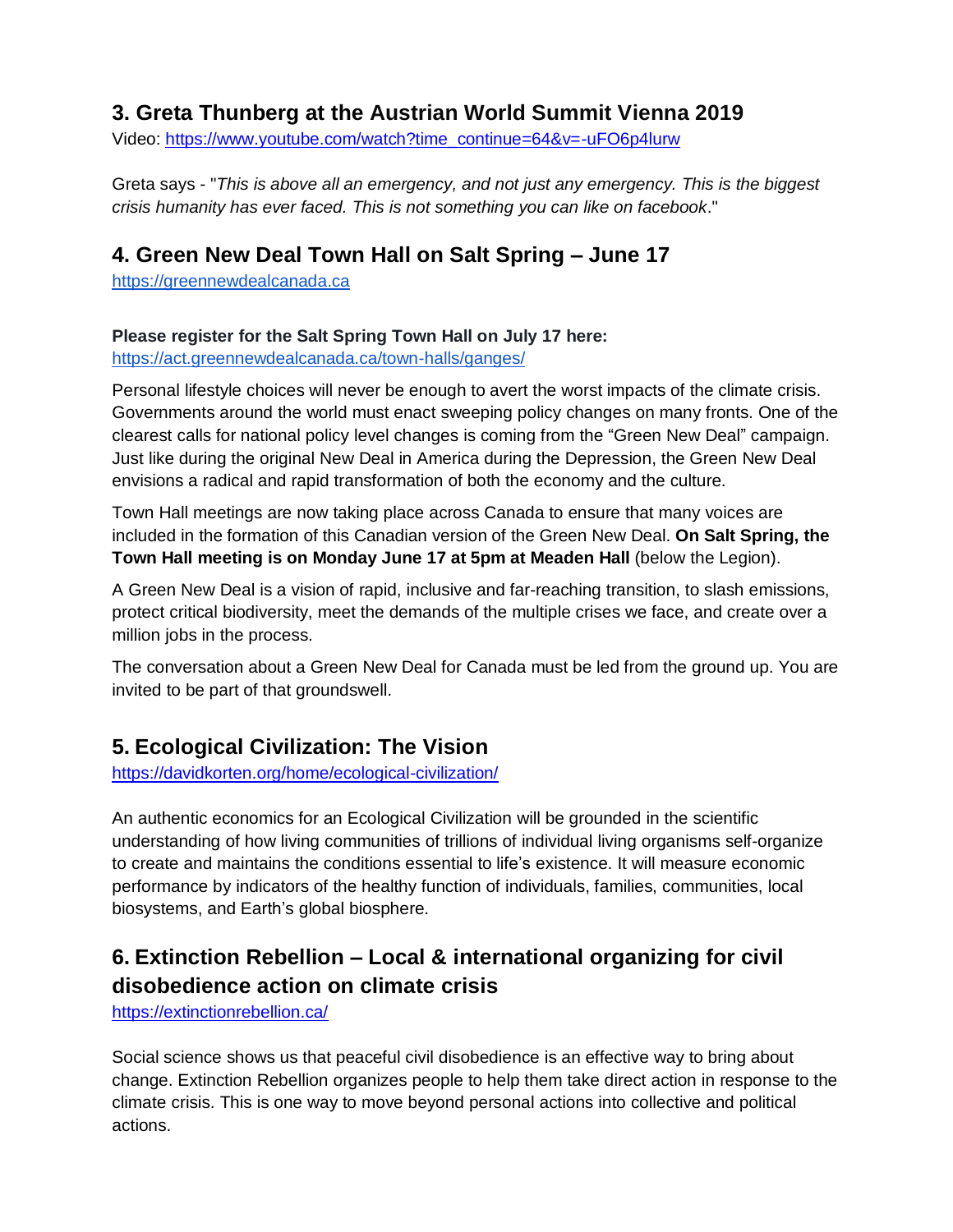## 3. Greta Thunberg at the Austrian World Summit Vienna 2019

Video: [https://www.youtube.com/watch?time_continue=64&v=-uFO6p4lurw](https://www.youtube.com/watch?time_continue=64&v=-uFO6p4lurw)

Greta says - "*This is above all an emergency, and not just any emergency. This is the biggest crisis humanity has ever faced. This is not something you can like on facebook*."

## 4. Green New Deal Town Hall on Salt Spring – June 17

[https://greennewdealcanada.ca](https://greennewdealcanada.ca)

**Please register for the Salt Spring Town Hall on July 17 here:**
[https://act.greennewdealcanada.ca/town-halls/ganges/](https://act.greennewdealcanada.ca/town-halls/ganges/)

Personal lifestyle choices will never be enough to avert the worst impacts of the climate crisis. Governments around the world must enact sweeping policy changes on many fronts. One of the clearest calls for national policy level changes is coming from the "Green New Deal" campaign. Just like during the original New Deal in America during the Depression, the Green New Deal envisions a radical and rapid transformation of both the economy and the culture.

Town Hall meetings are now taking place across Canada to ensure that many voices are included in the formation of this Canadian version of the Green New Deal. **On Salt Spring, the Town Hall meeting is on Monday June 17 at 5pm at Meaden Hall** (below the Legion).

A Green New Deal is a vision of rapid, inclusive and far-reaching transition, to slash emissions, protect critical biodiversity, meet the demands of the multiple crises we face, and create over a million jobs in the process.

The conversation about a Green New Deal for Canada must be led from the ground up. You are invited to be part of that groundswell.

## 5. Ecological Civilization: The Vision

[https://davidkorten.org/home/ecological-civilization/](https://davidkorten.org/home/ecological-civilization/)

An authentic economics for an Ecological Civilization will be grounded in the scientific understanding of how living communities of trillions of individual living organisms self-organize to create and maintains the conditions essential to life's existence. It will measure economic performance by indicators of the healthy function of individuals, families, communities, local biosystems, and Earth's global biosphere.

## 6. Extinction Rebellion – Local & international organizing for civil disobedience action on climate crisis

[https://extinctionrebellion.ca/](https://extinctionrebellion.ca/)

Social science shows us that peaceful civil disobedience is an effective way to bring about change. Extinction Rebellion organizes people to help them take direct action in response to the climate crisis. This is one way to move beyond personal actions into collective and political actions.